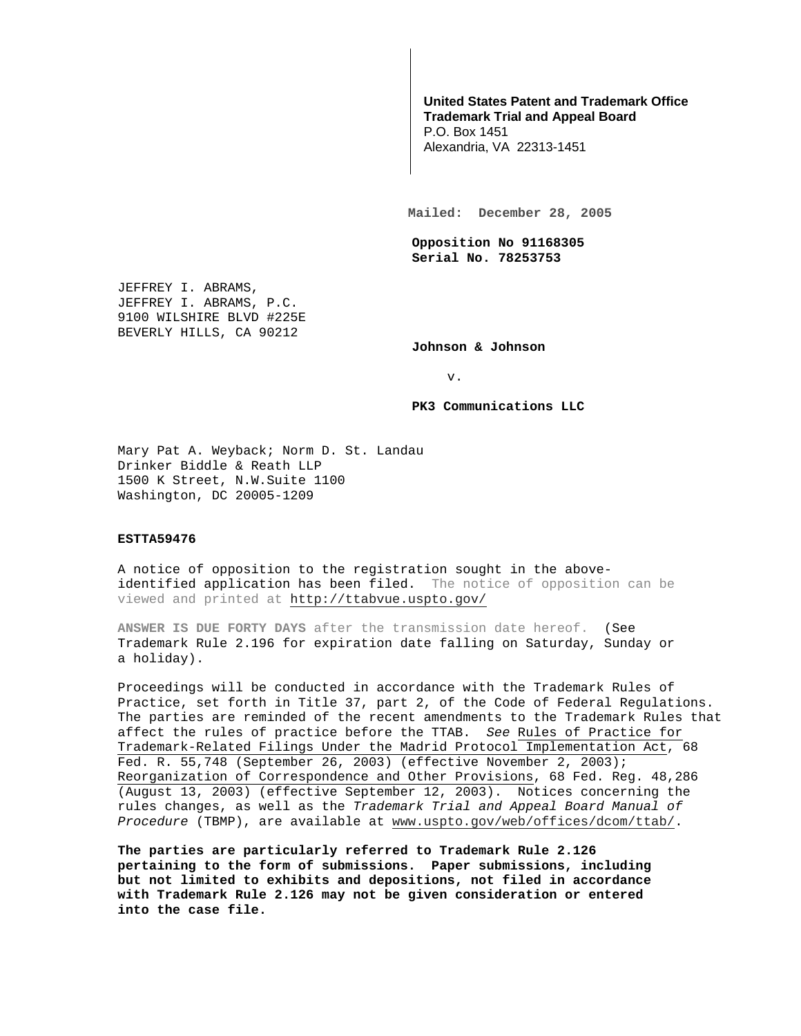**United States Patent and Trademark Office**
**Trademark Trial and Appeal Board**
P.O. Box 1451
Alexandria, VA 22313-1451

**Mailed: December 28, 2005**

**Opposition No 91168305**
**Serial No. 78253753**

JEFFREY I. ABRAMS,
JEFFREY I. ABRAMS, P.C.
9100 WILSHIRE BLVD #225E
BEVERLY HILLS, CA 90212

**Johnson & Johnson**

v.

**PK3 Communications LLC**

Mary Pat A. Weyback; Norm D. St. Landau
Drinker Biddle & Reath LLP
1500 K Street, N.W.Suite 1100
Washington, DC 20005-1209

**ESTTA59476**

A notice of opposition to the registration sought in the above-identified application has been filed. The notice of opposition can be viewed and printed at http://ttabvue.uspto.gov/

**ANSWER IS DUE FORTY DAYS** after the transmission date hereof. (See Trademark Rule 2.196 for expiration date falling on Saturday, Sunday or a holiday).

Proceedings will be conducted in accordance with the Trademark Rules of Practice, set forth in Title 37, part 2, of the Code of Federal Regulations. The parties are reminded of the recent amendments to the Trademark Rules that affect the rules of practice before the TTAB. *See* Rules of Practice for Trademark-Related Filings Under the Madrid Protocol Implementation Act, 68 Fed. R. 55,748 (September 26, 2003) (effective November 2, 2003); Reorganization of Correspondence and Other Provisions, 68 Fed. Reg. 48,286 (August 13, 2003) (effective September 12, 2003). Notices concerning the rules changes, as well as the *Trademark Trial and Appeal Board Manual of Procedure* (TBMP), are available at www.uspto.gov/web/offices/dcom/ttab/.

**The parties are particularly referred to Trademark Rule 2.126 pertaining to the form of submissions. Paper submissions, including but not limited to exhibits and depositions, not filed in accordance with Trademark Rule 2.126 may not be given consideration or entered into the case file.**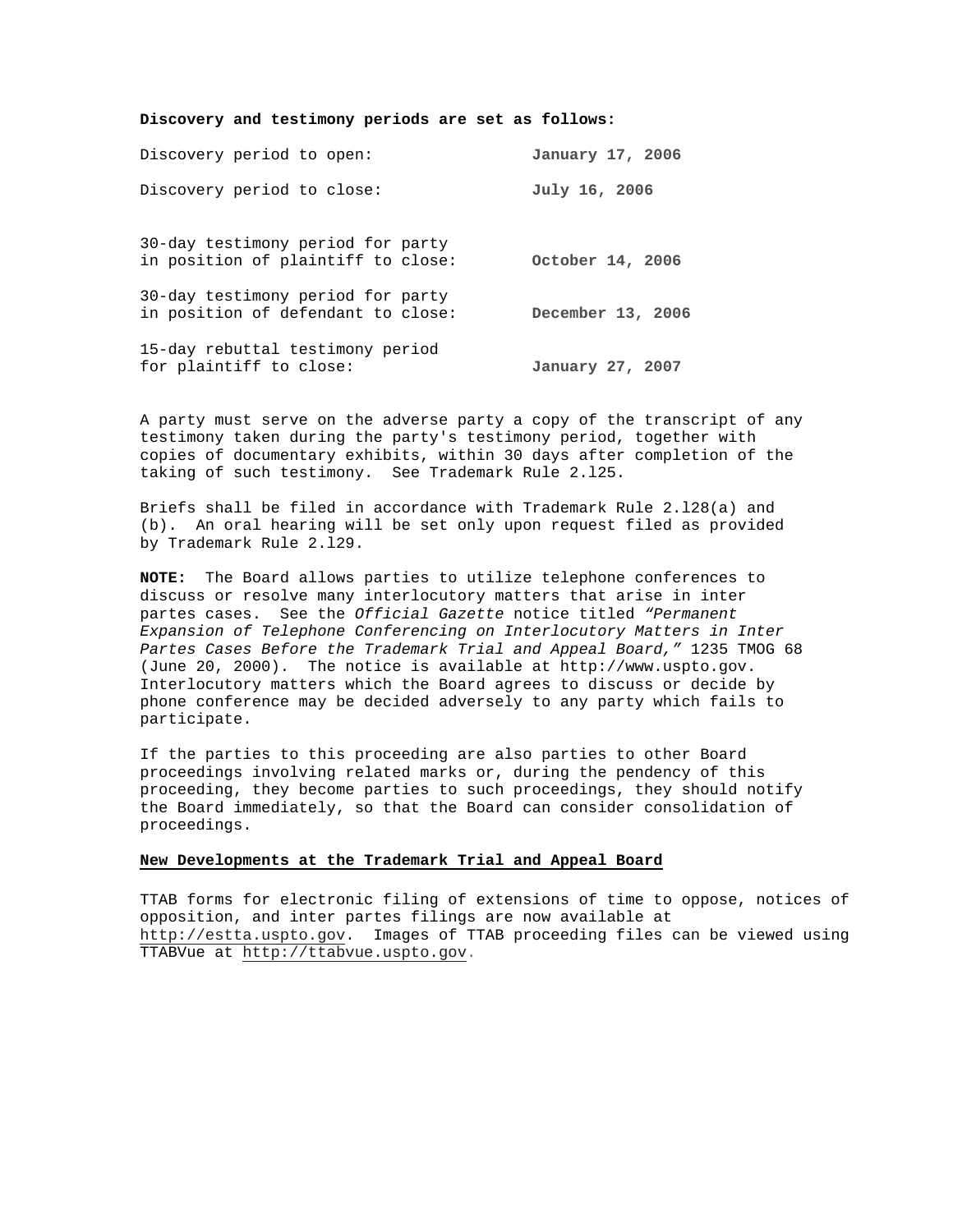**Discovery and testimony periods are set as follows:**

| | |
|---|---|
| Discovery period to open: | **January 17, 2006** |
| Discovery period to close: | **July 16, 2006** |
| 30-day testimony period for party in position of plaintiff to close: | **October 14, 2006** |
| 30-day testimony period for party in position of defendant to close: | **December 13, 2006** |
| 15-day rebuttal testimony period for plaintiff to close: | **January 27, 2007** |

A party must serve on the adverse party a copy of the transcript of any testimony taken during the party's testimony period, together with copies of documentary exhibits, within 30 days after completion of the taking of such testimony. See Trademark Rule 2.l25.

Briefs shall be filed in accordance with Trademark Rule 2.l28(a) and (b). An oral hearing will be set only upon request filed as provided by Trademark Rule 2.l29.

**NOTE:** The Board allows parties to utilize telephone conferences to discuss or resolve many interlocutory matters that arise in inter partes cases. See the *Official Gazette* notice titled *"Permanent Expansion of Telephone Conferencing on Interlocutory Matters in Inter Partes Cases Before the Trademark Trial and Appeal Board,"* 1235 TMOG 68 (June 20, 2000). The notice is available at http://www.uspto.gov. Interlocutory matters which the Board agrees to discuss or decide by phone conference may be decided adversely to any party which fails to participate.

If the parties to this proceeding are also parties to other Board proceedings involving related marks or, during the pendency of this proceeding, they become parties to such proceedings, they should notify the Board immediately, so that the Board can consider consolidation of proceedings.

**New Developments at the Trademark Trial and Appeal Board**

TTAB forms for electronic filing of extensions of time to oppose, notices of opposition, and inter partes filings are now available at http://estta.uspto.gov. Images of TTAB proceeding files can be viewed using TTABVue at http://ttabvue.uspto.gov.